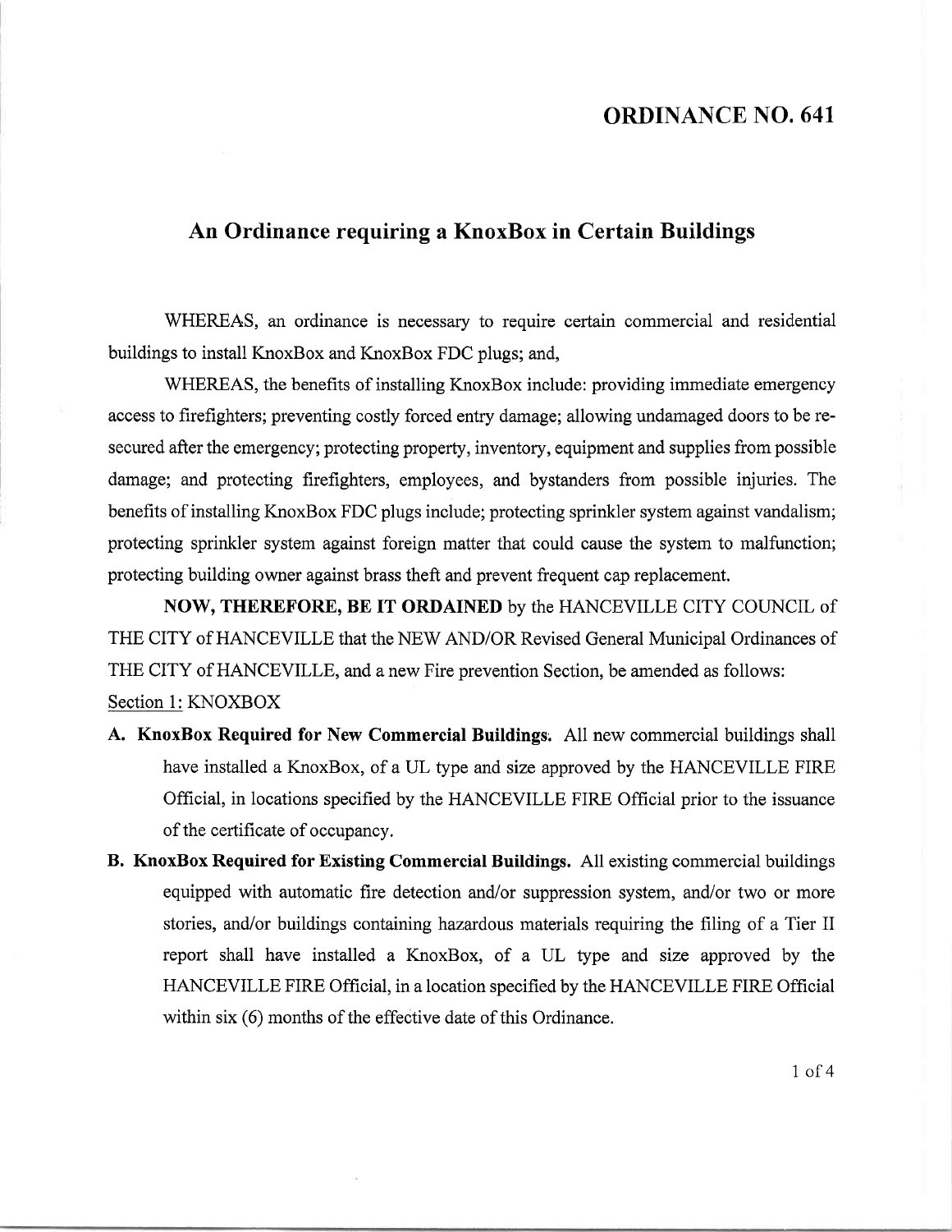# ORDINANCE NO. 641

## An Ordinance requiring a KnoxBox in Certain Buildings

WHEREAS, an ordinance is necessary to require certain commercial and residential buildings to install KnoxBox and KnoxBox FDC plugs; and,

WHEREAS, the benefits of installing KnoxBox include: providing immediate emergency access to firefighters; preventing costly forced entry damage; allowing undamaged doors to be re-secured after the emergency; protecting property, inventory, equipment and supplies from possible damage; and protecting firefighters, employees, and bystanders from possible injuries. The benefits of installing KnoxBox FDC plugs include; protecting sprinkler system against vandalism; protecting sprinkler system against foreign matter that could cause the system to malfunction; protecting building owner against brass theft and prevent frequent cap replacement.

**NOW, THEREFORE, BE IT ORDAINED** by the HANCEVILLE CITY COUNCIL of THE CITY of HANCEVILLE that the NEW AND/OR Revised General Municipal Ordinances of THE CITY of HANCEVILLE, and a new Fire prevention Section, be amended as follows:

Section 1: KNOXBOX

**A. KnoxBox Required for New Commercial Buildings.** All new commercial buildings shall have installed a KnoxBox, of a UL type and size approved by the HANCEVILLE FIRE Official, in locations specified by the HANCEVILLE FIRE Official prior to the issuance of the certificate of occupancy.

**B. KnoxBox Required for Existing Commercial Buildings.** All existing commercial buildings equipped with automatic fire detection and/or suppression system, and/or two or more stories, and/or buildings containing hazardous materials requiring the filing of a Tier II report shall have installed a KnoxBox, of a UL type and size approved by the HANCEVILLE FIRE Official, in a location specified by the HANCEVILLE FIRE Official within six (6) months of the effective date of this Ordinance.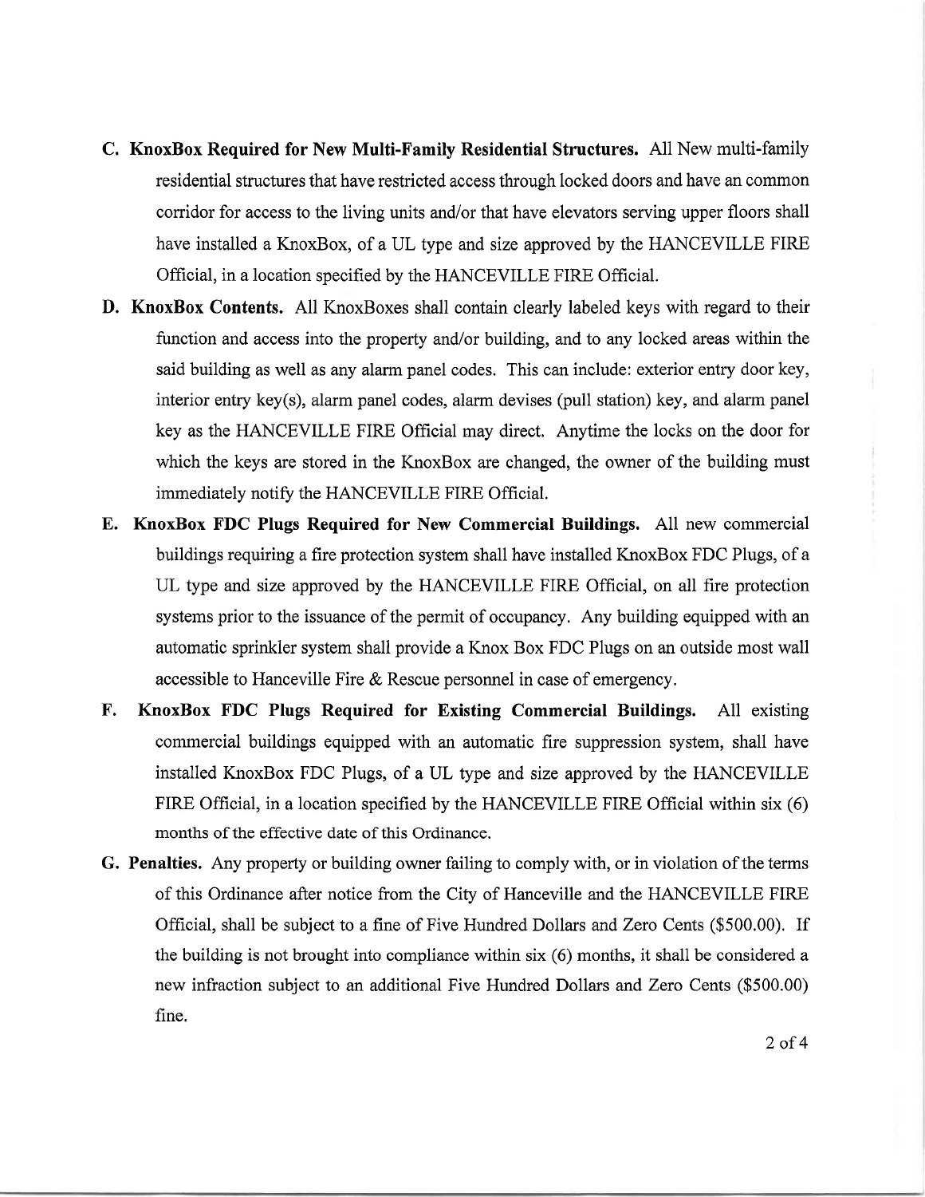C. **KnoxBox Required for New Multi-Family Residential Structures.** All New multi-family residential structures that have restricted access through locked doors and have an common corridor for access to the living units and/or that have elevators serving upper floors shall have installed a KnoxBox, of a UL type and size approved by the HANCEVILLE FIRE Official, in a location specified by the HANCEVILLE FIRE Official.

D. **KnoxBox Contents.** All KnoxBoxes shall contain clearly labeled keys with regard to their function and access into the property and/or building, and to any locked areas within the said building as well as any alarm panel codes. This can include: exterior entry door key, interior entry key(s), alarm panel codes, alarm devises (pull station) key, and alarm panel key as the HANCEVILLE FIRE Official may direct. Anytime the locks on the door for which the keys are stored in the KnoxBox are changed, the owner of the building must immediately notify the HANCEVILLE FIRE Official.

E. **KnoxBox FDC Plugs Required for New Commercial Buildings.** All new commercial buildings requiring a fire protection system shall have installed KnoxBox FDC Plugs, of a UL type and size approved by the HANCEVILLE FIRE Official, on all fire protection systems prior to the issuance of the permit of occupancy. Any building equipped with an automatic sprinkler system shall provide a Knox Box FDC Plugs on an outside most wall accessible to Hanceville Fire & Rescue personnel in case of emergency.

F. **KnoxBox FDC Plugs Required for Existing Commercial Buildings.** All existing commercial buildings equipped with an automatic fire suppression system, shall have installed KnoxBox FDC Plugs, of a UL type and size approved by the HANCEVILLE FIRE Official, in a location specified by the HANCEVILLE FIRE Official within six (6) months of the effective date of this Ordinance.

G. **Penalties.** Any property or building owner failing to comply with, or in violation of the terms of this Ordinance after notice from the City of Hanceville and the HANCEVILLE FIRE Official, shall be subject to a fine of Five Hundred Dollars and Zero Cents ($500.00). If the building is not brought into compliance within six (6) months, it shall be considered a new infraction subject to an additional Five Hundred Dollars and Zero Cents ($500.00) fine.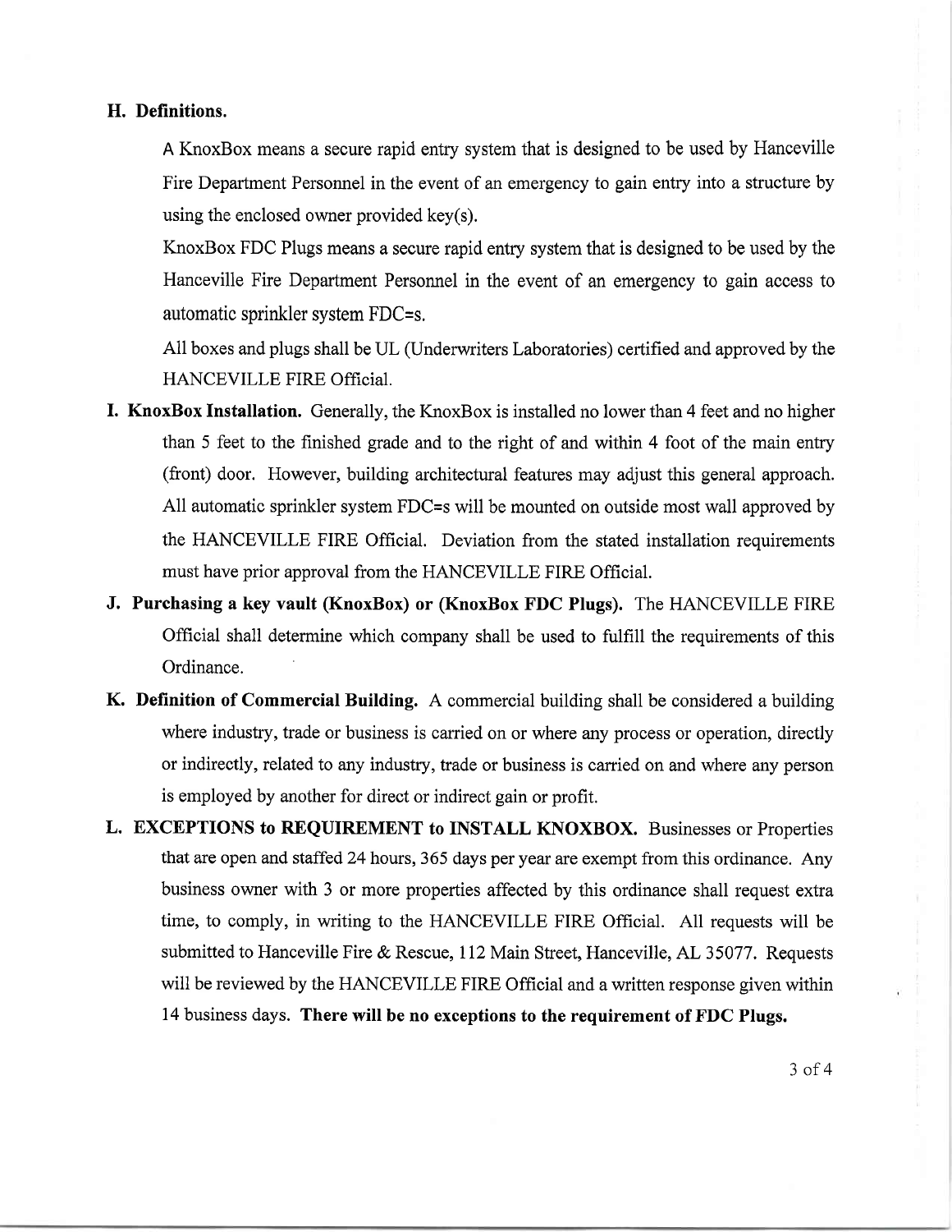**H. Definitions.**

A KnoxBox means a secure rapid entry system that is designed to be used by Hanceville Fire Department Personnel in the event of an emergency to gain entry into a structure by using the enclosed owner provided key(s).

KnoxBox FDC Plugs means a secure rapid entry system that is designed to be used by the Hanceville Fire Department Personnel in the event of an emergency to gain access to automatic sprinkler system FDC=s.

All boxes and plugs shall be UL (Underwriters Laboratories) certified and approved by the HANCEVILLE FIRE Official.

**I. KnoxBox Installation.** Generally, the KnoxBox is installed no lower than 4 feet and no higher than 5 feet to the finished grade and to the right of and within 4 foot of the main entry (front) door. However, building architectural features may adjust this general approach. All automatic sprinkler system FDC=s will be mounted on outside most wall approved by the HANCEVILLE FIRE Official. Deviation from the stated installation requirements must have prior approval from the HANCEVILLE FIRE Official.

**J. Purchasing a key vault (KnoxBox) or (KnoxBox FDC Plugs).** The HANCEVILLE FIRE Official shall determine which company shall be used to fulfill the requirements of this Ordinance.

**K. Definition of Commercial Building.** A commercial building shall be considered a building where industry, trade or business is carried on or where any process or operation, directly or indirectly, related to any industry, trade or business is carried on and where any person is employed by another for direct or indirect gain or profit.

**L. EXCEPTIONS to REQUIREMENT to INSTALL KNOXBOX.** Businesses or Properties that are open and staffed 24 hours, 365 days per year are exempt from this ordinance. Any business owner with 3 or more properties affected by this ordinance shall request extra time, to comply, in writing to the HANCEVILLE FIRE Official. All requests will be submitted to Hanceville Fire & Rescue, 112 Main Street, Hanceville, AL 35077. Requests will be reviewed by the HANCEVILLE FIRE Official and a written response given within 14 business days. **There will be no exceptions to the requirement of FDC Plugs.**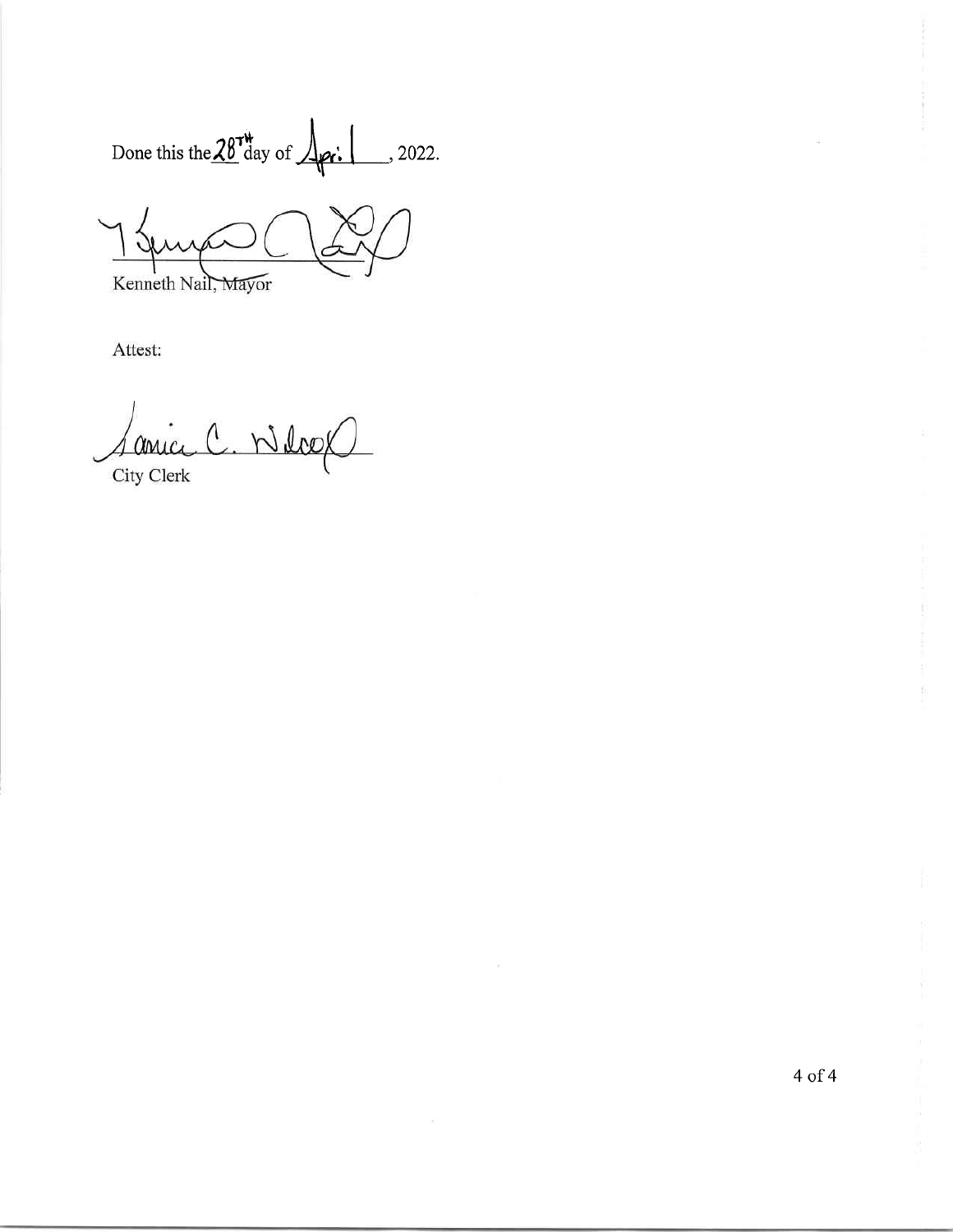Done this the 28TH day of April, 2022.

Kenneth Nail, Mayor

Attest:

City Clerk